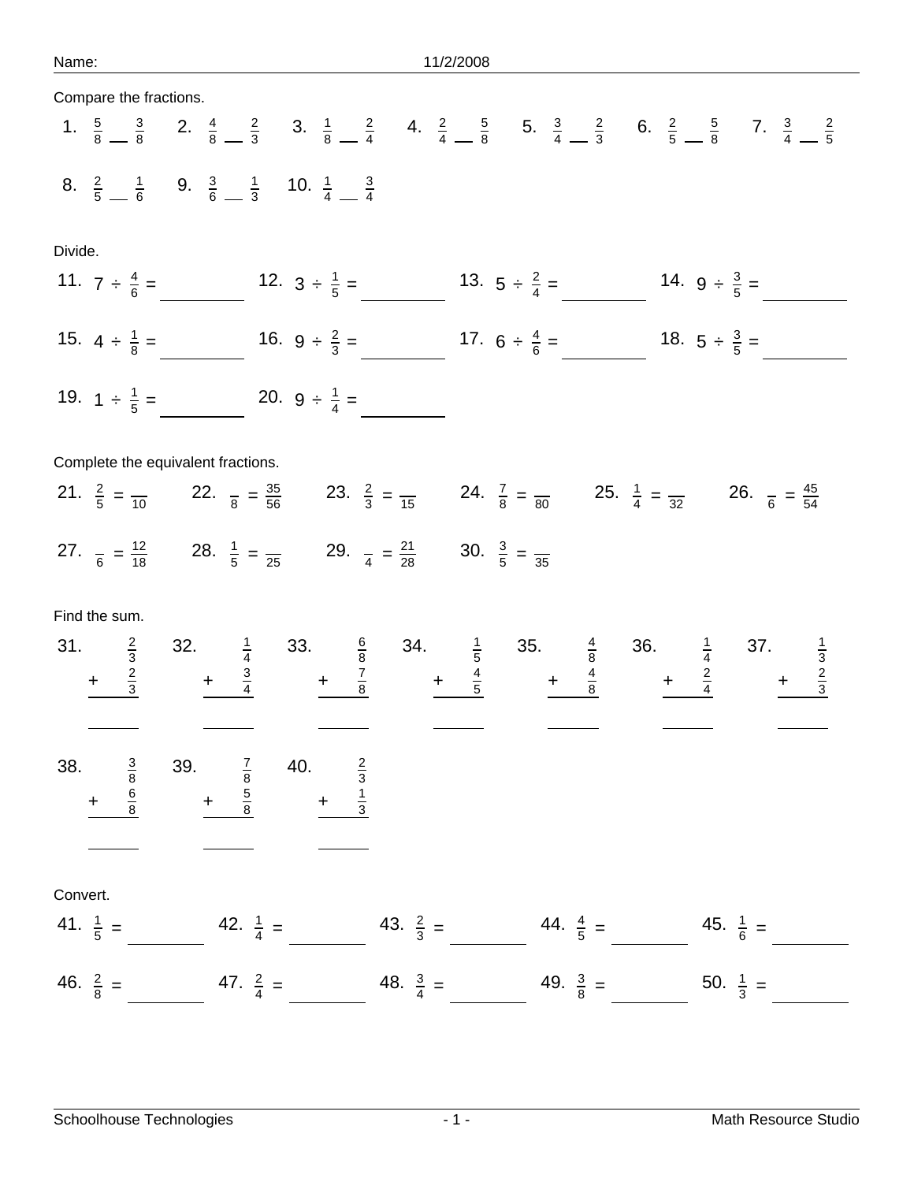Name: 11/2/2008

Compare the fractions.

1. $\frac{5}{8}$ __ $\frac{3}{8}$ 2. $\frac{4}{8}$ __ $\frac{2}{3}$ 3. $\frac{1}{8}$ __ $\frac{2}{4}$ 4. $\frac{2}{4}$ __ $\frac{5}{8}$ 5. $\frac{3}{4}$ __ $\frac{2}{3}$ 6. $\frac{2}{5}$ __ $\frac{5}{8}$ 7. $\frac{3}{4}$ __ $\frac{2}{5}$

8. $\frac{2}{5}$ __ $\frac{1}{6}$ 9. $\frac{3}{6}$ __ $\frac{1}{3}$ 10. $\frac{1}{4}$ __ $\frac{3}{4}$

Divide.

11. $7 \div \frac{4}{6} =$ ______ 12. $3 \div \frac{1}{5} =$ ______ 13. $5 \div \frac{2}{4} =$ ______ 14. $9 \div \frac{3}{5} =$ ______

15. $4 \div \frac{1}{8} =$ ______ 16. $9 \div \frac{2}{3} =$ ______ 17. $6 \div \frac{4}{6} =$ ______ 18. $5 \div \frac{3}{5} =$ ______

19. $1 \div \frac{1}{5} =$ ______ 20. $9 \div \frac{1}{4} =$ ______

Complete the equivalent fractions.

21. $\frac{2}{5} = \frac{\_\_}{10}$ 22. $\frac{\_\_}{8} = \frac{35}{56}$ 23. $\frac{2}{3} = \frac{\_\_}{15}$ 24. $\frac{7}{8} = \frac{\_\_}{80}$ 25. $\frac{1}{4} = \frac{\_\_}{32}$ 26. $\frac{\_\_}{6} = \frac{45}{54}$

27. $\frac{\_\_}{6} = \frac{12}{18}$ 28. $\frac{1}{5} = \frac{\_\_}{25}$ 29. $\frac{\_\_}{4} = \frac{21}{28}$ 30. $\frac{3}{5} = \frac{\_\_}{35}$

Find the sum.

31. $\frac{2}{3} + \frac{2}{3} =$ ______ 32. $\frac{1}{4} + \frac{3}{4} =$ ______ 33. $\frac{6}{8} + \frac{7}{8} =$ ______ 34. $\frac{1}{5} + \frac{4}{5} =$ ______ 35. $\frac{4}{8} + \frac{4}{8} =$ ______ 36. $\frac{1}{4} + \frac{2}{4} =$ ______ 37. $\frac{1}{3} + \frac{2}{3} =$ ______

38. $\frac{3}{8} + \frac{6}{8} =$ ______ 39. $\frac{7}{8} + \frac{5}{8} =$ ______ 40. $\frac{2}{3} + \frac{1}{3} =$ ______

Convert.

41. $\frac{1}{5} =$ ______ 42. $\frac{1}{4} =$ ______ 43. $\frac{2}{3} =$ ______ 44. $\frac{4}{5} =$ ______ 45. $\frac{1}{6} =$ ______

46. $\frac{2}{8} =$ ______ 47. $\frac{2}{4} =$ ______ 48. $\frac{3}{4} =$ ______ 49. $\frac{3}{8} =$ ______ 50. $\frac{1}{3} =$ ______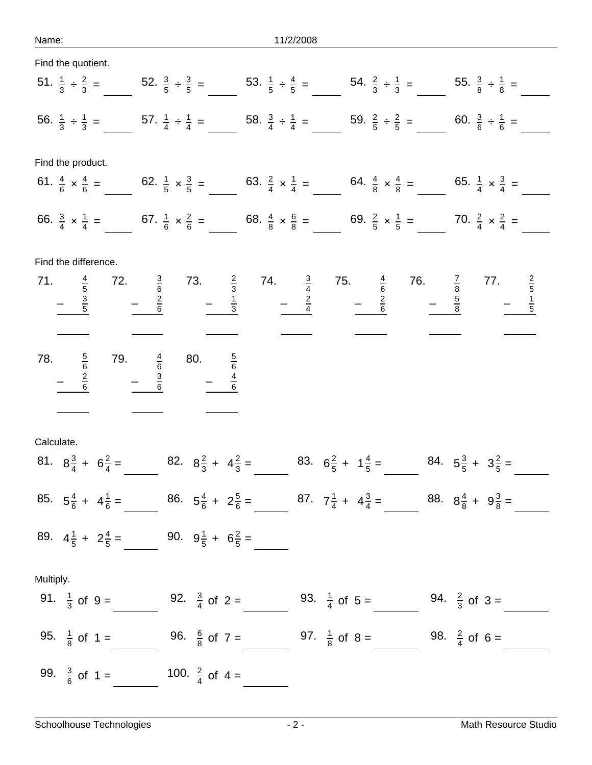Name: 11/2/2008

Find the quotient.

51. $\frac{1}{3} \div \frac{2}{3} =$ ____ 52. $\frac{3}{5} \div \frac{3}{5} =$ ____ 53. $\frac{1}{5} \div \frac{4}{5} =$ ____ 54. $\frac{2}{3} \div \frac{1}{3} =$ ____ 55. $\frac{3}{8} \div \frac{1}{8} =$ ____

56. $\frac{1}{3} \div \frac{1}{3} =$ ____ 57. $\frac{1}{4} \div \frac{1}{4} =$ ____ 58. $\frac{3}{4} \div \frac{1}{4} =$ ____ 59. $\frac{2}{5} \div \frac{2}{5} =$ ____ 60. $\frac{3}{6} \div \frac{1}{6} =$ ____

Find the product.

61. $\frac{4}{6} \times \frac{4}{6} =$ ____ 62. $\frac{1}{5} \times \frac{3}{5} =$ ____ 63. $\frac{2}{4} \times \frac{1}{4} =$ ____ 64. $\frac{4}{8} \times \frac{4}{8} =$ ____ 65. $\frac{1}{4} \times \frac{3}{4} =$ ____

66. $\frac{3}{4} \times \frac{1}{4} =$ ____ 67. $\frac{1}{6} \times \frac{2}{6} =$ ____ 68. $\frac{4}{8} \times \frac{6}{8} =$ ____ 69. $\frac{2}{5} \times \frac{1}{5} =$ ____ 70. $\frac{2}{4} \times \frac{2}{4} =$ ____

Find the difference.

71. $\frac{4}{5} - \frac{3}{5} =$ ____ 72. $\frac{3}{6} - \frac{2}{6} =$ ____ 73. $\frac{2}{3} - \frac{1}{3} =$ ____ 74. $\frac{3}{4} - \frac{2}{4} =$ ____ 75. $\frac{4}{6} - \frac{2}{6} =$ ____ 76. $\frac{7}{8} - \frac{5}{8} =$ ____ 77. $\frac{2}{5} - \frac{1}{5} =$ ____

78. $\frac{5}{6} - \frac{2}{6} =$ ____ 79. $\frac{4}{6} - \frac{3}{6} =$ ____ 80. $\frac{5}{6} - \frac{4}{6} =$ ____

Calculate.

81. $8\frac{3}{4} + 6\frac{2}{4} =$ ____ 82. $8\frac{2}{3} + 4\frac{2}{3} =$ ____ 83. $6\frac{2}{5} + 1\frac{4}{5} =$ ____ 84. $5\frac{3}{5} + 3\frac{2}{5} =$ ____

85. $5\frac{4}{6} + 4\frac{1}{6} =$ ____ 86. $5\frac{4}{6} + 2\frac{5}{6} =$ ____ 87. $7\frac{1}{4} + 4\frac{3}{4} =$ ____ 88. $8\frac{4}{8} + 9\frac{3}{8} =$ ____

89. $4\frac{1}{5} + 2\frac{4}{5} =$ ____ 90. $9\frac{1}{5} + 6\frac{2}{5} =$ ____

Multiply.

91. $\frac{1}{3}$ of $9 =$ ____ 92. $\frac{3}{4}$ of $2 =$ ____ 93. $\frac{1}{4}$ of $5 =$ ____ 94. $\frac{2}{3}$ of $3 =$ ____

95. $\frac{1}{8}$ of $1 =$ ____ 96. $\frac{6}{8}$ of $7 =$ ____ 97. $\frac{1}{8}$ of $8 =$ ____ 98. $\frac{2}{4}$ of $6 =$ ____

99. $\frac{3}{6}$ of $1 =$ ____ 100. $\frac{2}{4}$ of $4 =$ ____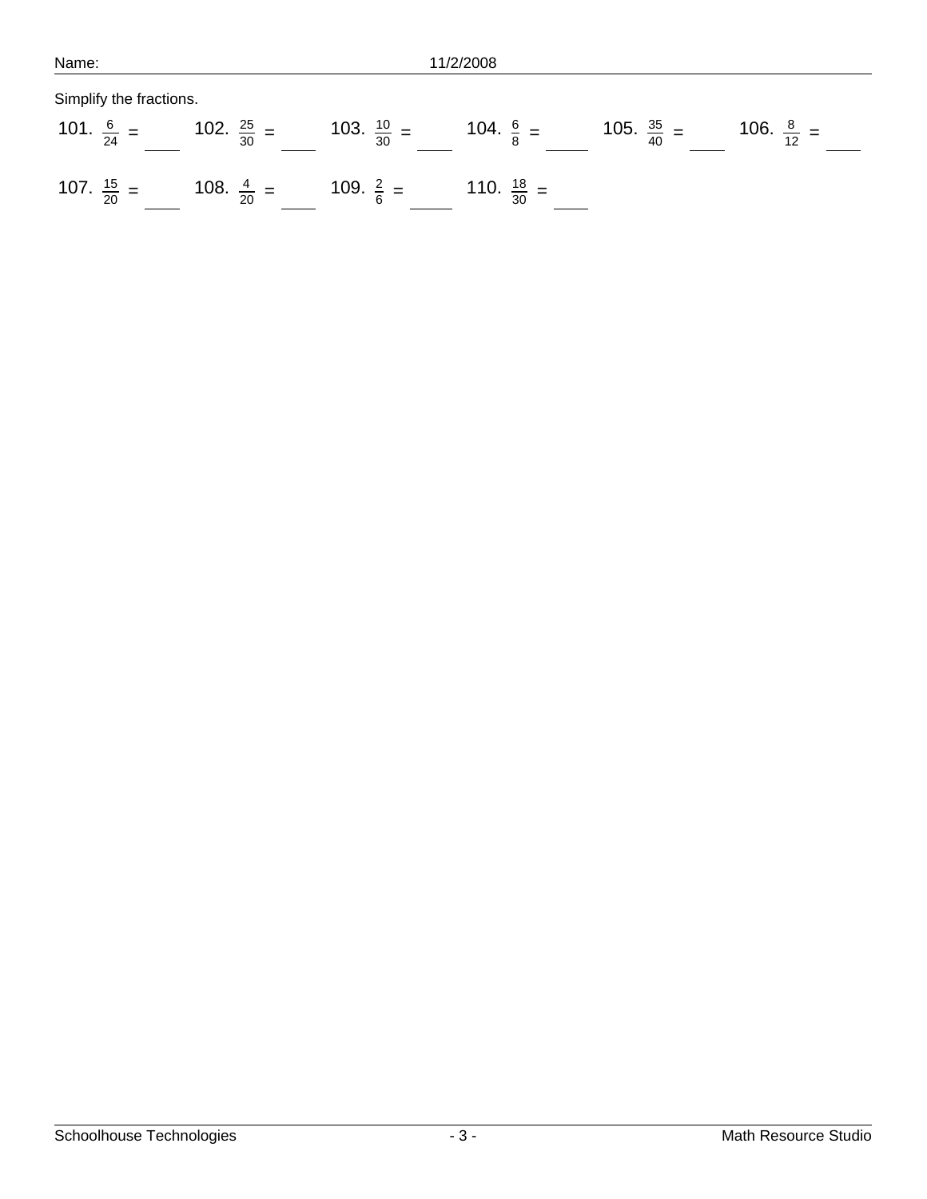Name: 11/2/2008

Simplify the fractions.

101. $\frac{6}{24}$ = ____ 102. $\frac{25}{30}$ = ____ 103. $\frac{10}{30}$ = ____ 104. $\frac{6}{8}$ = ____ 105. $\frac{35}{40}$ = ____ 106. $\frac{8}{12}$ = ____

107. $\frac{15}{20}$ = ____ 108. $\frac{4}{20}$ = ____ 109. $\frac{2}{6}$ = ____ 110. $\frac{18}{30}$ = ____